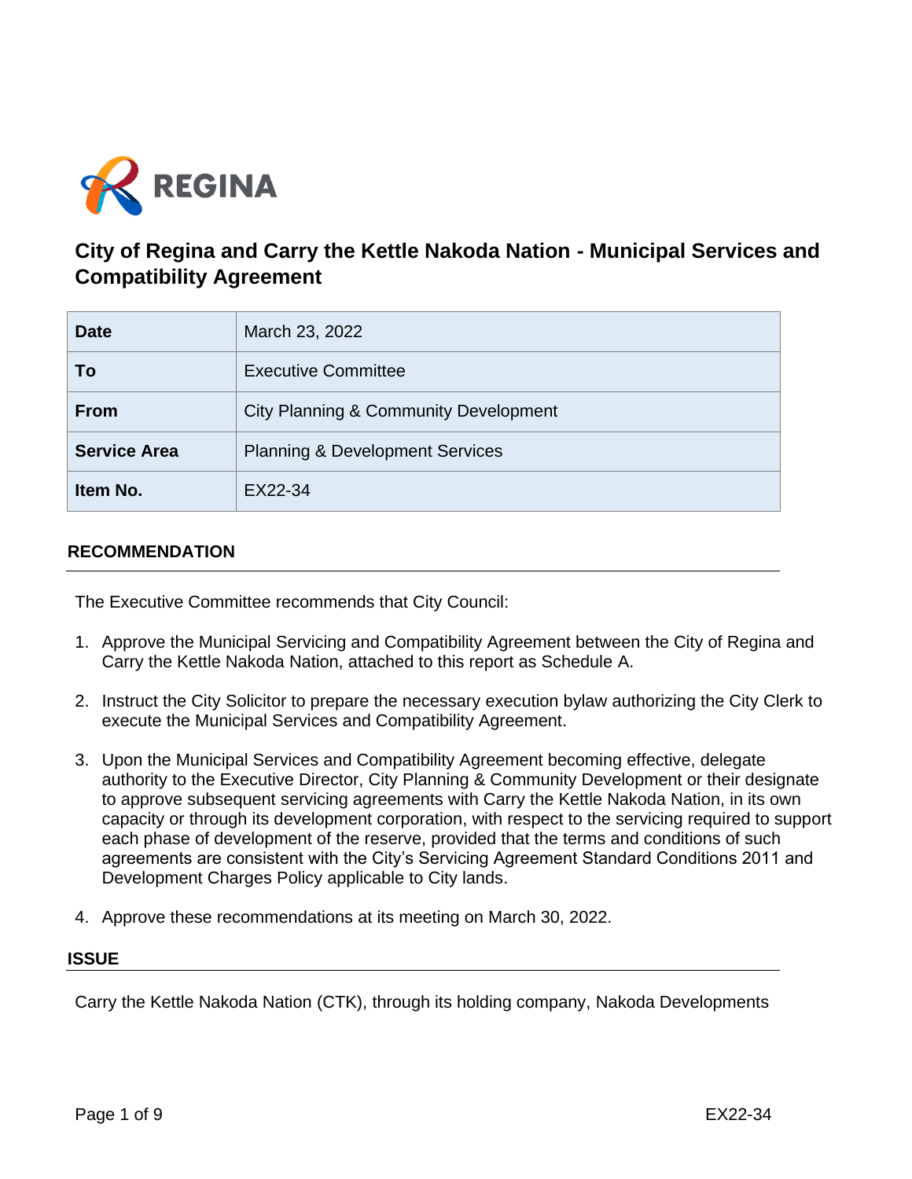# City of Regina and Carry the Kettle Nakoda Nation - Municipal Services and Compatibility Agreement

| Date | March 23, 2022 |
| --- | --- |
| To | Executive Committee |
| From | City Planning & Community Development |
| Service Area | Planning & Development Services |
| Item No. | EX22-34 |

## RECOMMENDATION

The Executive Committee recommends that City Council:

1. Approve the Municipal Servicing and Compatibility Agreement between the City of Regina and Carry the Kettle Nakoda Nation, attached to this report as Schedule A.

2. Instruct the City Solicitor to prepare the necessary execution bylaw authorizing the City Clerk to execute the Municipal Services and Compatibility Agreement.

3. Upon the Municipal Services and Compatibility Agreement becoming effective, delegate authority to the Executive Director, City Planning & Community Development or their designate to approve subsequent servicing agreements with Carry the Kettle Nakoda Nation, in its own capacity or through its development corporation, with respect to the servicing required to support each phase of development of the reserve, provided that the terms and conditions of such agreements are consistent with the City's Servicing Agreement Standard Conditions 2011 and Development Charges Policy applicable to City lands.

4. Approve these recommendations at its meeting on March 30, 2022.

## ISSUE

Carry the Kettle Nakoda Nation (CTK), through its holding company, Nakoda Developments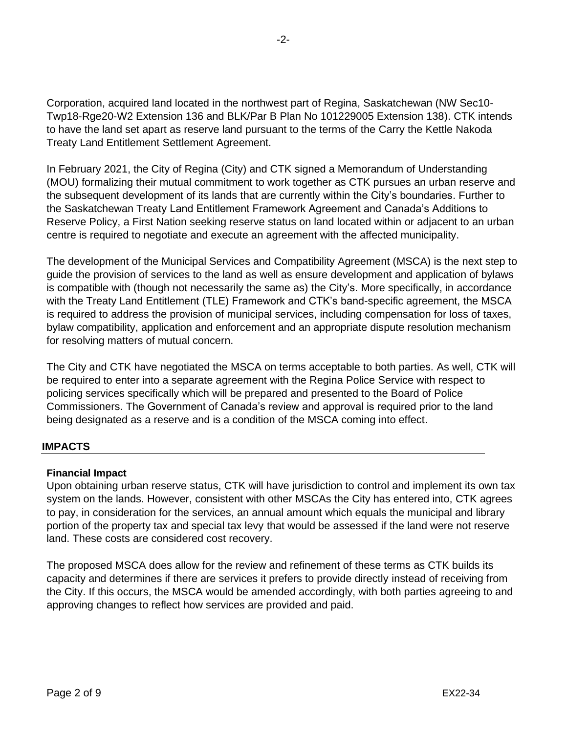Corporation, acquired land located in the northwest part of Regina, Saskatchewan (NW Sec10-Twp18-Rge20-W2 Extension 136 and BLK/Par B Plan No 101229005 Extension 138). CTK intends to have the land set apart as reserve land pursuant to the terms of the Carry the Kettle Nakoda Treaty Land Entitlement Settlement Agreement.

In February 2021, the City of Regina (City) and CTK signed a Memorandum of Understanding (MOU) formalizing their mutual commitment to work together as CTK pursues an urban reserve and the subsequent development of its lands that are currently within the City's boundaries. Further to the Saskatchewan Treaty Land Entitlement Framework Agreement and Canada's Additions to Reserve Policy, a First Nation seeking reserve status on land located within or adjacent to an urban centre is required to negotiate and execute an agreement with the affected municipality.

The development of the Municipal Services and Compatibility Agreement (MSCA) is the next step to guide the provision of services to the land as well as ensure development and application of bylaws is compatible with (though not necessarily the same as) the City's. More specifically, in accordance with the Treaty Land Entitlement (TLE) Framework and CTK's band-specific agreement, the MSCA is required to address the provision of municipal services, including compensation for loss of taxes, bylaw compatibility, application and enforcement and an appropriate dispute resolution mechanism for resolving matters of mutual concern.

The City and CTK have negotiated the MSCA on terms acceptable to both parties. As well, CTK will be required to enter into a separate agreement with the Regina Police Service with respect to policing services specifically which will be prepared and presented to the Board of Police Commissioners. The Government of Canada's review and approval is required prior to the land being designated as a reserve and is a condition of the MSCA coming into effect.

## IMPACTS

**Financial Impact**

Upon obtaining urban reserve status, CTK will have jurisdiction to control and implement its own tax system on the lands. However, consistent with other MSCAs the City has entered into, CTK agrees to pay, in consideration for the services, an annual amount which equals the municipal and library portion of the property tax and special tax levy that would be assessed if the land were not reserve land. These costs are considered cost recovery.

The proposed MSCA does allow for the review and refinement of these terms as CTK builds its capacity and determines if there are services it prefers to provide directly instead of receiving from the City. If this occurs, the MSCA would be amended accordingly, with both parties agreeing to and approving changes to reflect how services are provided and paid.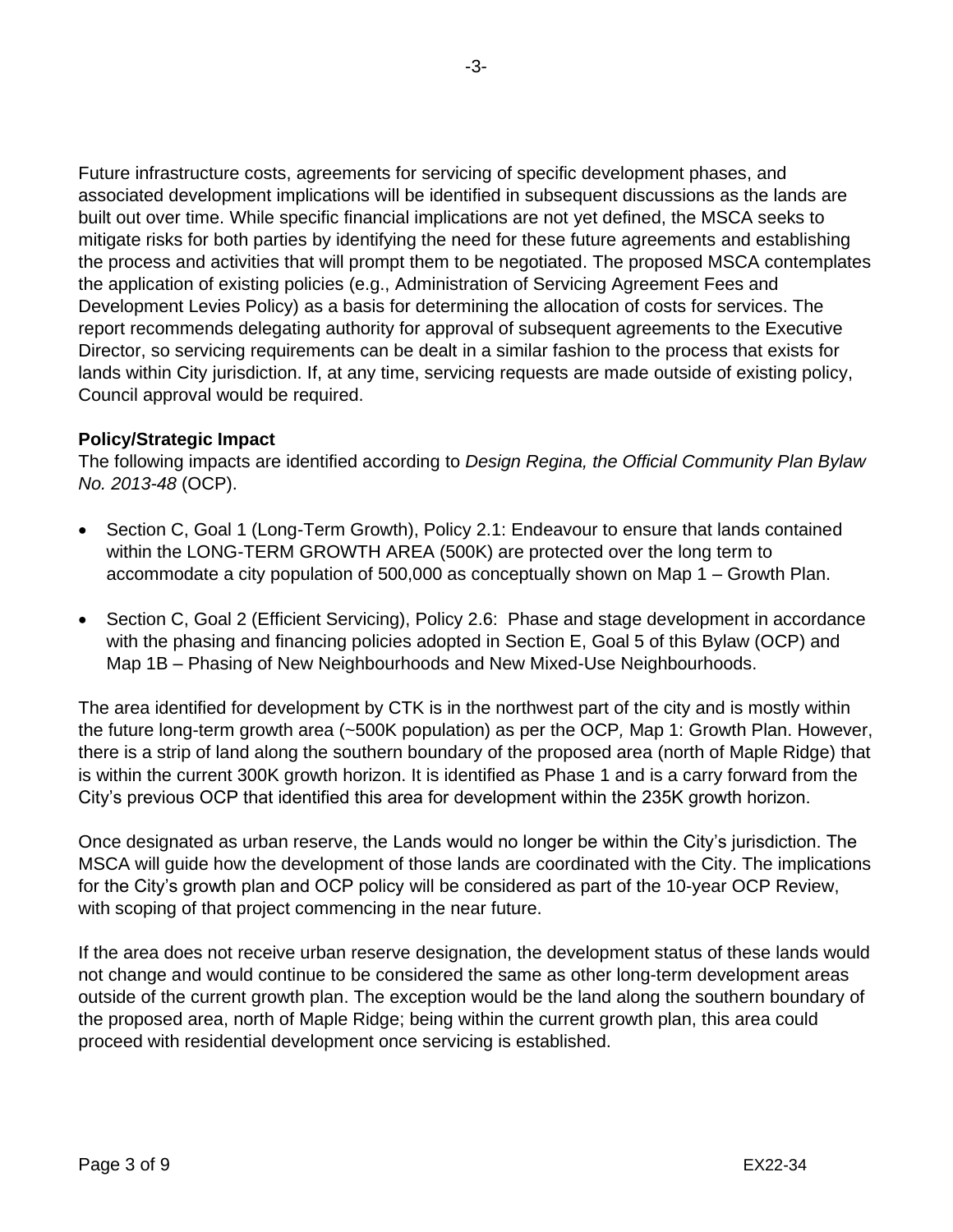Future infrastructure costs, agreements for servicing of specific development phases, and associated development implications will be identified in subsequent discussions as the lands are built out over time. While specific financial implications are not yet defined, the MSCA seeks to mitigate risks for both parties by identifying the need for these future agreements and establishing the process and activities that will prompt them to be negotiated. The proposed MSCA contemplates the application of existing policies (e.g., Administration of Servicing Agreement Fees and Development Levies Policy) as a basis for determining the allocation of costs for services. The report recommends delegating authority for approval of subsequent agreements to the Executive Director, so servicing requirements can be dealt in a similar fashion to the process that exists for lands within City jurisdiction. If, at any time, servicing requests are made outside of existing policy, Council approval would be required.

**Policy/Strategic Impact**

The following impacts are identified according to *Design Regina, the Official Community Plan Bylaw No. 2013-48* (OCP).

- Section C, Goal 1 (Long-Term Growth), Policy 2.1: Endeavour to ensure that lands contained within the LONG-TERM GROWTH AREA (500K) are protected over the long term to accommodate a city population of 500,000 as conceptually shown on Map 1 – Growth Plan.

- Section C, Goal 2 (Efficient Servicing), Policy 2.6: Phase and stage development in accordance with the phasing and financing policies adopted in Section E, Goal 5 of this Bylaw (OCP) and Map 1B – Phasing of New Neighbourhoods and New Mixed-Use Neighbourhoods.

The area identified for development by CTK is in the northwest part of the city and is mostly within the future long-term growth area (~500K population) as per the OCP*,* Map 1: Growth Plan. However, there is a strip of land along the southern boundary of the proposed area (north of Maple Ridge) that is within the current 300K growth horizon. It is identified as Phase 1 and is a carry forward from the City's previous OCP that identified this area for development within the 235K growth horizon.

Once designated as urban reserve, the Lands would no longer be within the City's jurisdiction. The MSCA will guide how the development of those lands are coordinated with the City. The implications for the City's growth plan and OCP policy will be considered as part of the 10-year OCP Review, with scoping of that project commencing in the near future.

If the area does not receive urban reserve designation, the development status of these lands would not change and would continue to be considered the same as other long-term development areas outside of the current growth plan. The exception would be the land along the southern boundary of the proposed area, north of Maple Ridge; being within the current growth plan, this area could proceed with residential development once servicing is established.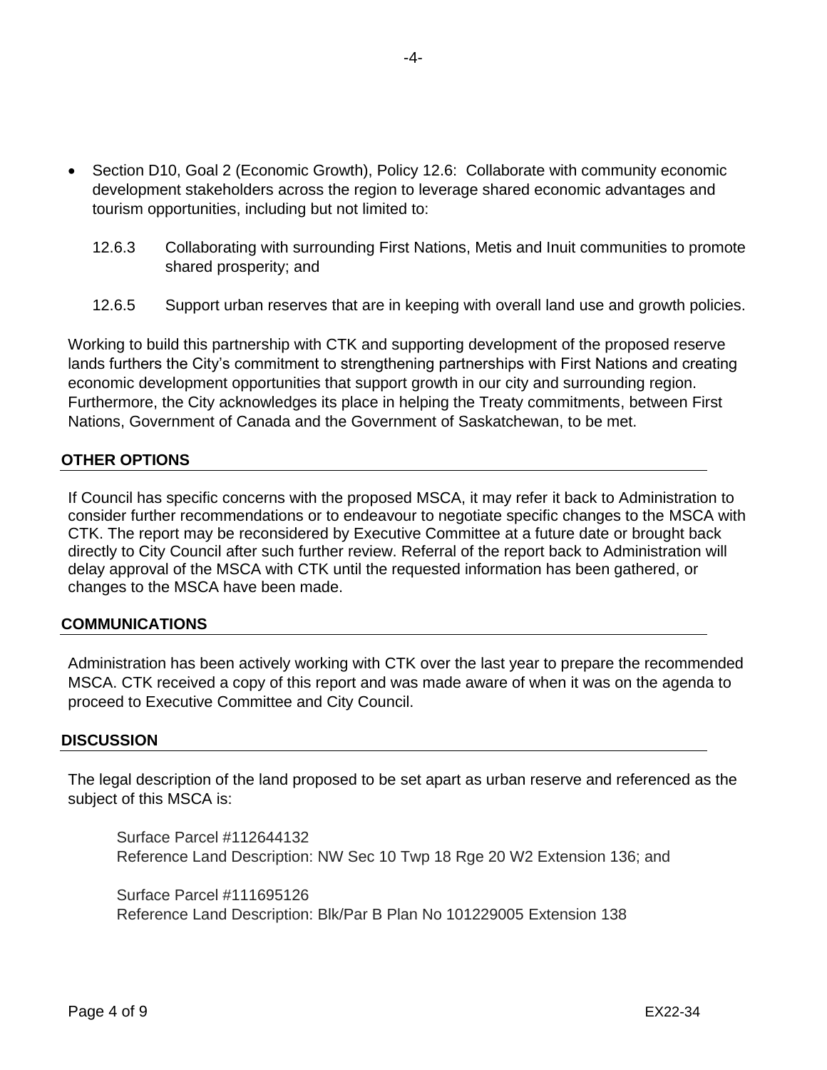- Section D10, Goal 2 (Economic Growth), Policy 12.6: Collaborate with community economic development stakeholders across the region to leverage shared economic advantages and tourism opportunities, including but not limited to:

  12.6.3 Collaborating with surrounding First Nations, Metis and Inuit communities to promote shared prosperity; and

  12.6.5 Support urban reserves that are in keeping with overall land use and growth policies.

Working to build this partnership with CTK and supporting development of the proposed reserve lands furthers the City's commitment to strengthening partnerships with First Nations and creating economic development opportunities that support growth in our city and surrounding region. Furthermore, the City acknowledges its place in helping the Treaty commitments, between First Nations, Government of Canada and the Government of Saskatchewan, to be met.

## OTHER OPTIONS

If Council has specific concerns with the proposed MSCA, it may refer it back to Administration to consider further recommendations or to endeavour to negotiate specific changes to the MSCA with CTK. The report may be reconsidered by Executive Committee at a future date or brought back directly to City Council after such further review. Referral of the report back to Administration will delay approval of the MSCA with CTK until the requested information has been gathered, or changes to the MSCA have been made.

## COMMUNICATIONS

Administration has been actively working with CTK over the last year to prepare the recommended MSCA. CTK received a copy of this report and was made aware of when it was on the agenda to proceed to Executive Committee and City Council.

## DISCUSSION

The legal description of the land proposed to be set apart as urban reserve and referenced as the subject of this MSCA is:

> Surface Parcel #112644132
> Reference Land Description: NW Sec 10 Twp 18 Rge 20 W2 Extension 136; and
>
> Surface Parcel #111695126
> Reference Land Description: Blk/Par B Plan No 101229005 Extension 138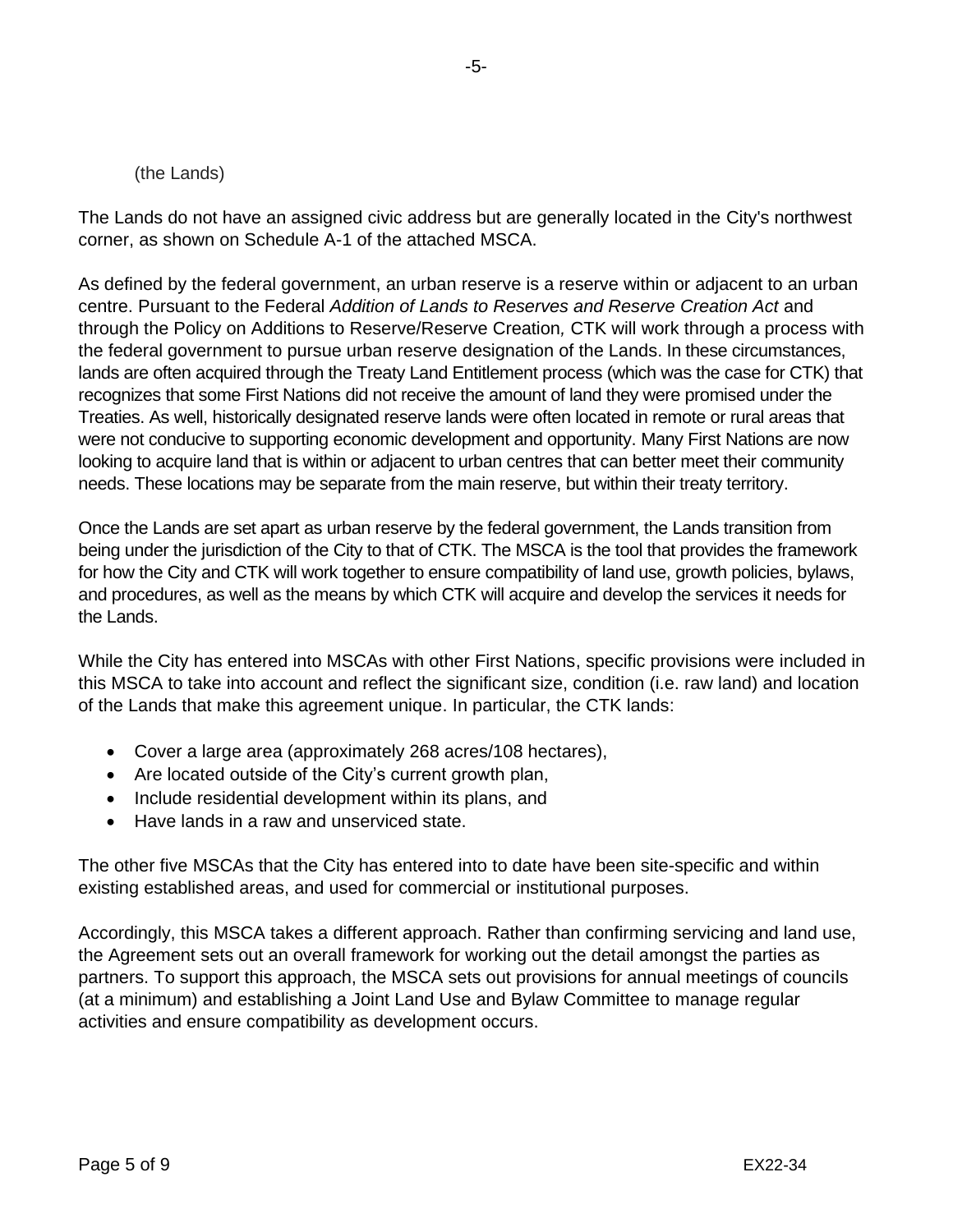(the Lands)

The Lands do not have an assigned civic address but are generally located in the City's northwest corner, as shown on Schedule A-1 of the attached MSCA.

As defined by the federal government, an urban reserve is a reserve within or adjacent to an urban centre. Pursuant to the Federal *Addition of Lands to Reserves and Reserve Creation Act* and through the Policy on Additions to Reserve/Reserve Creation, CTK will work through a process with the federal government to pursue urban reserve designation of the Lands. In these circumstances, lands are often acquired through the Treaty Land Entitlement process (which was the case for CTK) that recognizes that some First Nations did not receive the amount of land they were promised under the Treaties. As well, historically designated reserve lands were often located in remote or rural areas that were not conducive to supporting economic development and opportunity. Many First Nations are now looking to acquire land that is within or adjacent to urban centres that can better meet their community needs. These locations may be separate from the main reserve, but within their treaty territory.

Once the Lands are set apart as urban reserve by the federal government, the Lands transition from being under the jurisdiction of the City to that of CTK. The MSCA is the tool that provides the framework for how the City and CTK will work together to ensure compatibility of land use, growth policies, bylaws, and procedures, as well as the means by which CTK will acquire and develop the services it needs for the Lands.

While the City has entered into MSCAs with other First Nations, specific provisions were included in this MSCA to take into account and reflect the significant size, condition (i.e. raw land) and location of the Lands that make this agreement unique. In particular, the CTK lands:

- Cover a large area (approximately 268 acres/108 hectares),
- Are located outside of the City's current growth plan,
- Include residential development within its plans, and
- Have lands in a raw and unserviced state.

The other five MSCAs that the City has entered into to date have been site-specific and within existing established areas, and used for commercial or institutional purposes.

Accordingly, this MSCA takes a different approach. Rather than confirming servicing and land use, the Agreement sets out an overall framework for working out the detail amongst the parties as partners. To support this approach, the MSCA sets out provisions for annual meetings of councils (at a minimum) and establishing a Joint Land Use and Bylaw Committee to manage regular activities and ensure compatibility as development occurs.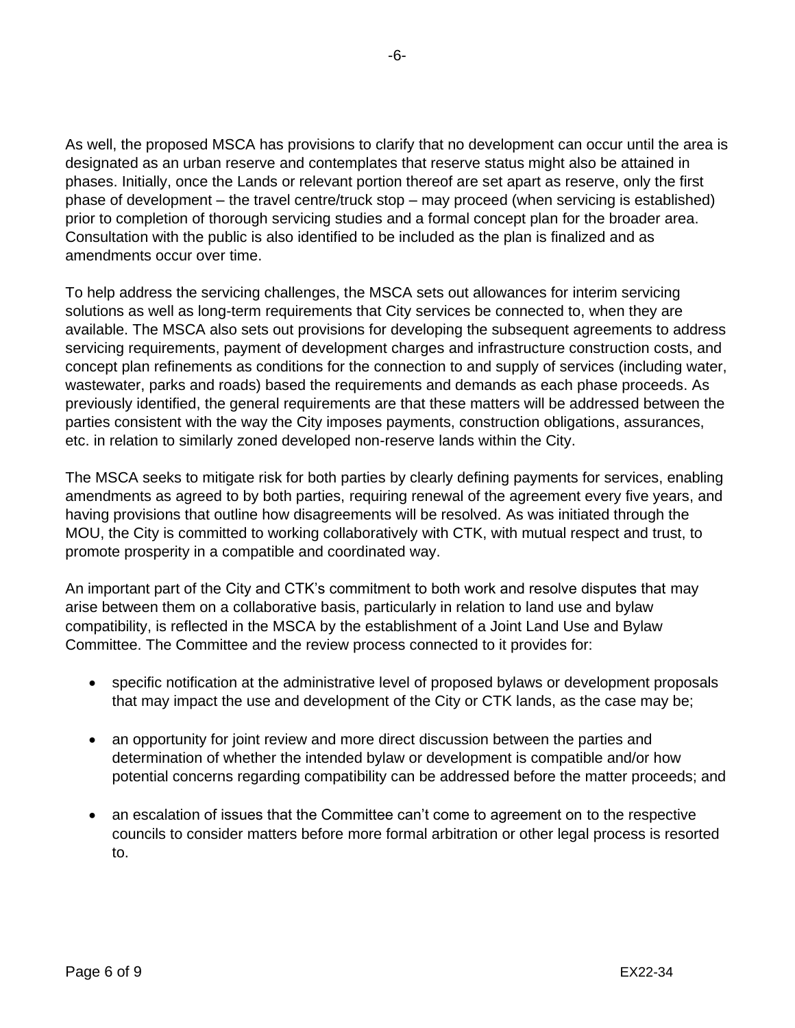As well, the proposed MSCA has provisions to clarify that no development can occur until the area is designated as an urban reserve and contemplates that reserve status might also be attained in phases. Initially, once the Lands or relevant portion thereof are set apart as reserve, only the first phase of development – the travel centre/truck stop – may proceed (when servicing is established) prior to completion of thorough servicing studies and a formal concept plan for the broader area. Consultation with the public is also identified to be included as the plan is finalized and as amendments occur over time.

To help address the servicing challenges, the MSCA sets out allowances for interim servicing solutions as well as long-term requirements that City services be connected to, when they are available. The MSCA also sets out provisions for developing the subsequent agreements to address servicing requirements, payment of development charges and infrastructure construction costs, and concept plan refinements as conditions for the connection to and supply of services (including water, wastewater, parks and roads) based the requirements and demands as each phase proceeds. As previously identified, the general requirements are that these matters will be addressed between the parties consistent with the way the City imposes payments, construction obligations, assurances, etc. in relation to similarly zoned developed non-reserve lands within the City.

The MSCA seeks to mitigate risk for both parties by clearly defining payments for services, enabling amendments as agreed to by both parties, requiring renewal of the agreement every five years, and having provisions that outline how disagreements will be resolved. As was initiated through the MOU, the City is committed to working collaboratively with CTK, with mutual respect and trust, to promote prosperity in a compatible and coordinated way.

An important part of the City and CTK's commitment to both work and resolve disputes that may arise between them on a collaborative basis, particularly in relation to land use and bylaw compatibility, is reflected in the MSCA by the establishment of a Joint Land Use and Bylaw Committee. The Committee and the review process connected to it provides for:

- specific notification at the administrative level of proposed bylaws or development proposals that may impact the use and development of the City or CTK lands, as the case may be;

- an opportunity for joint review and more direct discussion between the parties and determination of whether the intended bylaw or development is compatible and/or how potential concerns regarding compatibility can be addressed before the matter proceeds; and

- an escalation of issues that the Committee can't come to agreement on to the respective councils to consider matters before more formal arbitration or other legal process is resorted to.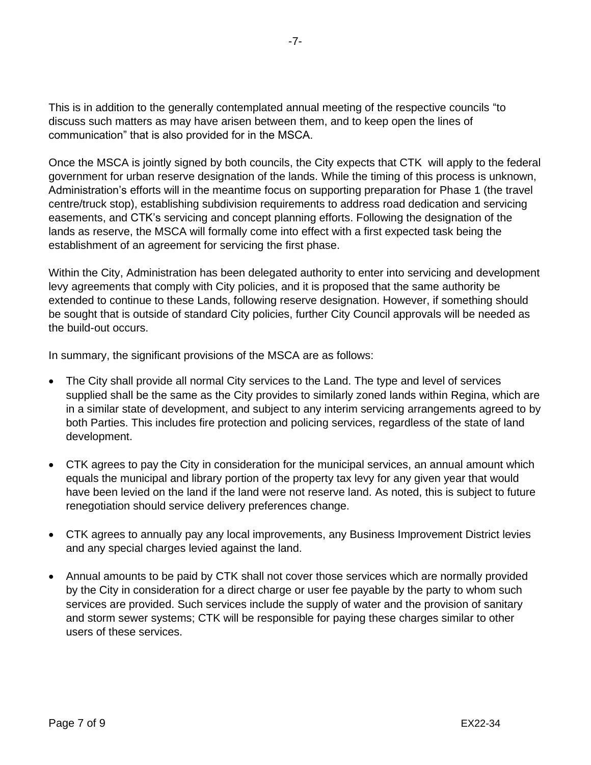This is in addition to the generally contemplated annual meeting of the respective councils "to discuss such matters as may have arisen between them, and to keep open the lines of communication" that is also provided for in the MSCA.

Once the MSCA is jointly signed by both councils, the City expects that CTK will apply to the federal government for urban reserve designation of the lands. While the timing of this process is unknown, Administration's efforts will in the meantime focus on supporting preparation for Phase 1 (the travel centre/truck stop), establishing subdivision requirements to address road dedication and servicing easements, and CTK's servicing and concept planning efforts. Following the designation of the lands as reserve, the MSCA will formally come into effect with a first expected task being the establishment of an agreement for servicing the first phase.

Within the City, Administration has been delegated authority to enter into servicing and development levy agreements that comply with City policies, and it is proposed that the same authority be extended to continue to these Lands, following reserve designation. However, if something should be sought that is outside of standard City policies, further City Council approvals will be needed as the build-out occurs.

In summary, the significant provisions of the MSCA are as follows:

- The City shall provide all normal City services to the Land. The type and level of services supplied shall be the same as the City provides to similarly zoned lands within Regina, which are in a similar state of development, and subject to any interim servicing arrangements agreed to by both Parties. This includes fire protection and policing services, regardless of the state of land development.

- CTK agrees to pay the City in consideration for the municipal services, an annual amount which equals the municipal and library portion of the property tax levy for any given year that would have been levied on the land if the land were not reserve land. As noted, this is subject to future renegotiation should service delivery preferences change.

- CTK agrees to annually pay any local improvements, any Business Improvement District levies and any special charges levied against the land.

- Annual amounts to be paid by CTK shall not cover those services which are normally provided by the City in consideration for a direct charge or user fee payable by the party to whom such services are provided. Such services include the supply of water and the provision of sanitary and storm sewer systems; CTK will be responsible for paying these charges similar to other users of these services.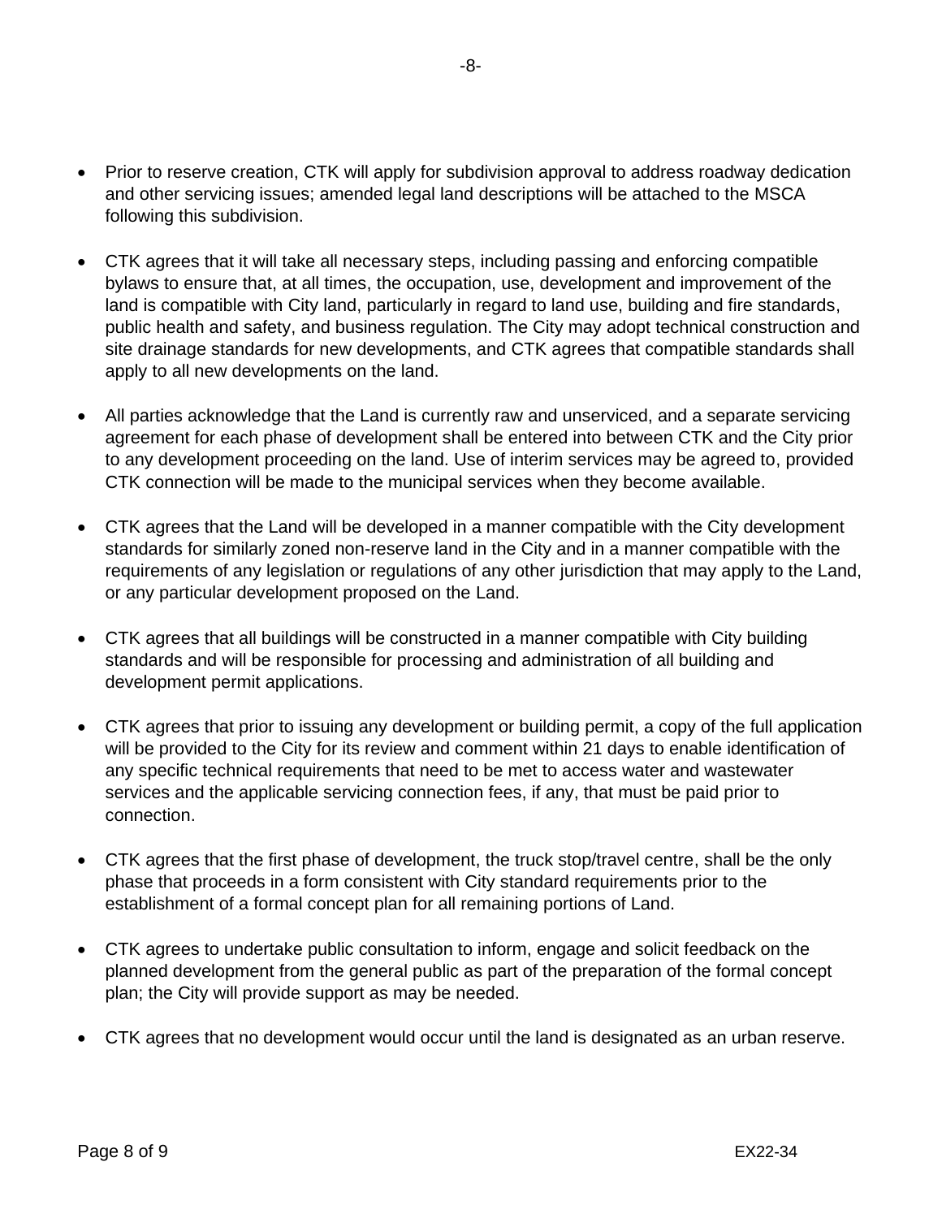- Prior to reserve creation, CTK will apply for subdivision approval to address roadway dedication and other servicing issues; amended legal land descriptions will be attached to the MSCA following this subdivision.

- CTK agrees that it will take all necessary steps, including passing and enforcing compatible bylaws to ensure that, at all times, the occupation, use, development and improvement of the land is compatible with City land, particularly in regard to land use, building and fire standards, public health and safety, and business regulation. The City may adopt technical construction and site drainage standards for new developments, and CTK agrees that compatible standards shall apply to all new developments on the land.

- All parties acknowledge that the Land is currently raw and unserviced, and a separate servicing agreement for each phase of development shall be entered into between CTK and the City prior to any development proceeding on the land. Use of interim services may be agreed to, provided CTK connection will be made to the municipal services when they become available.

- CTK agrees that the Land will be developed in a manner compatible with the City development standards for similarly zoned non-reserve land in the City and in a manner compatible with the requirements of any legislation or regulations of any other jurisdiction that may apply to the Land, or any particular development proposed on the Land.

- CTK agrees that all buildings will be constructed in a manner compatible with City building standards and will be responsible for processing and administration of all building and development permit applications.

- CTK agrees that prior to issuing any development or building permit, a copy of the full application will be provided to the City for its review and comment within 21 days to enable identification of any specific technical requirements that need to be met to access water and wastewater services and the applicable servicing connection fees, if any, that must be paid prior to connection.

- CTK agrees that the first phase of development, the truck stop/travel centre, shall be the only phase that proceeds in a form consistent with City standard requirements prior to the establishment of a formal concept plan for all remaining portions of Land.

- CTK agrees to undertake public consultation to inform, engage and solicit feedback on the planned development from the general public as part of the preparation of the formal concept plan; the City will provide support as may be needed.

- CTK agrees that no development would occur until the land is designated as an urban reserve.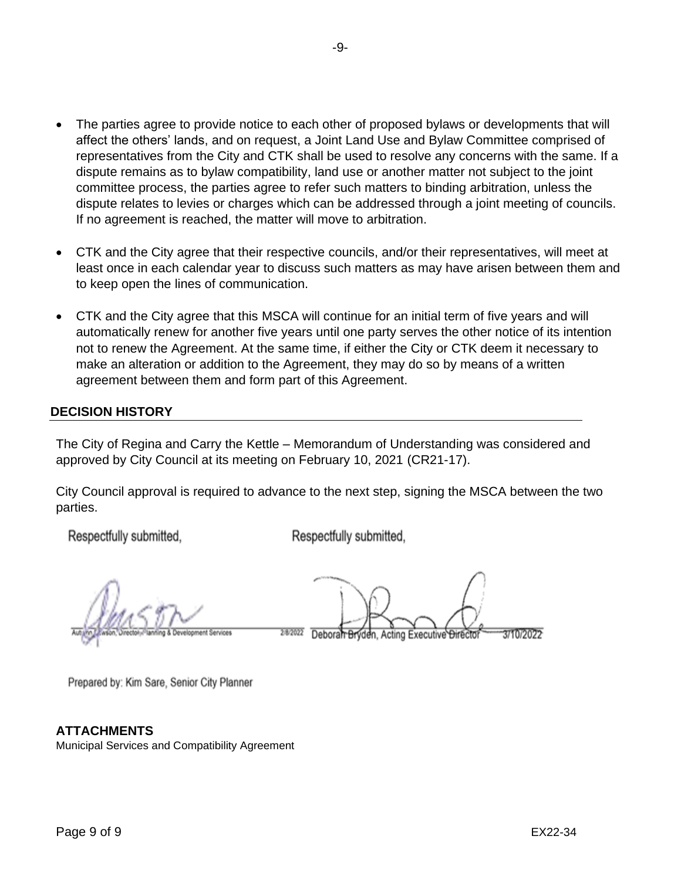- The parties agree to provide notice to each other of proposed bylaws or developments that will affect the others' lands, and on request, a Joint Land Use and Bylaw Committee comprised of representatives from the City and CTK shall be used to resolve any concerns with the same. If a dispute remains as to bylaw compatibility, land use or another matter not subject to the joint committee process, the parties agree to refer such matters to binding arbitration, unless the dispute relates to levies or charges which can be addressed through a joint meeting of councils. If no agreement is reached, the matter will move to arbitration.
- CTK and the City agree that their respective councils, and/or their representatives, will meet at least once in each calendar year to discuss such matters as may have arisen between them and to keep open the lines of communication.
- CTK and the City agree that this MSCA will continue for an initial term of five years and will automatically renew for another five years until one party serves the other notice of its intention not to renew the Agreement. At the same time, if either the City or CTK deem it necessary to make an alteration or addition to the Agreement, they may do so by means of a written agreement between them and form part of this Agreement.

## DECISION HISTORY

The City of Regina and Carry the Kettle – Memorandum of Understanding was considered and approved by City Council at its meeting on February 10, 2021 (CR21-17).

City Council approval is required to advance to the next step, signing the MSCA between the two parties.

Respectfully submitted,

Autumn Dawson, Director, Planning & Development Services 2/8/2022

Respectfully submitted,

Deborah Bryden, Acting Executive Director 3/10/2022

Prepared by: Kim Sare, Senior City Planner

**ATTACHMENTS**

Municipal Services and Compatibility Agreement